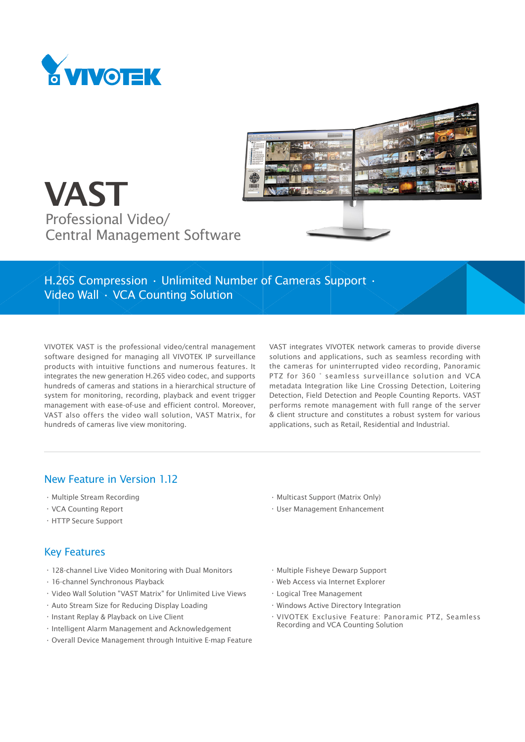# VAST

Professional Video/
Central Management Software

H.265 Compression · Unlimited Number of Cameras Support · Video Wall · VCA Counting Solution

VIVOTEK VAST is the professional video/central management software designed for managing all VIVOTEK IP surveillance products with intuitive functions and numerous features. It integrates the new generation H.265 video codec, and supports hundreds of cameras and stations in a hierarchical structure of system for monitoring, recording, playback and event trigger management with ease-of-use and efficient control. Moreover, VAST also offers the video wall solution, VAST Matrix, for hundreds of cameras live view monitoring.

VAST integrates VIVOTEK network cameras to provide diverse solutions and applications, such as seamless recording with the cameras for uninterrupted video recording, Panoramic PTZ for 360 ° seamless surveillance solution and VCA metadata Integration like Line Crossing Detection, Loitering Detection, Field Detection and People Counting Reports. VAST performs remote management with full range of the server & client structure and constitutes a robust system for various applications, such as Retail, Residential and Industrial.

## New Feature in Version 1.12

- Multiple Stream Recording
- VCA Counting Report
- HTTP Secure Support
- Multicast Support (Matrix Only)
- User Management Enhancement

## Key Features

- 128-channel Live Video Monitoring with Dual Monitors
- 16-channel Synchronous Playback
- Video Wall Solution "VAST Matrix" for Unlimited Live Views
- Auto Stream Size for Reducing Display Loading
- Instant Replay & Playback on Live Client
- Intelligent Alarm Management and Acknowledgement
- Overall Device Management through Intuitive E-map Feature
- Multiple Fisheye Dewarp Support
- Web Access via Internet Explorer
- Logical Tree Management
- Windows Active Directory Integration
- VIVOTEK Exclusive Feature: Panoramic PTZ, Seamless Recording and VCA Counting Solution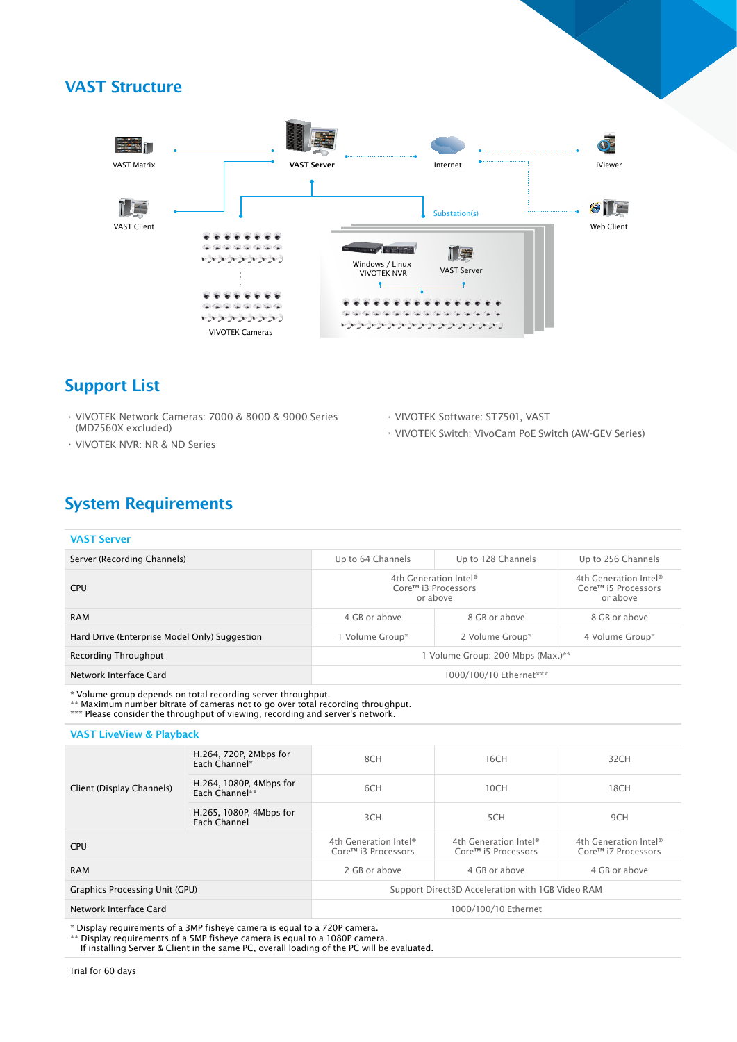## VAST Structure

VAST Matrix

VAST Server

Internet

iViewer

VAST Client

Substation(s)

Web Client

Windows / Linux VIVOTEK NVR

VAST Server

VIVOTEK Cameras

## Support List

- VIVOTEK Network Cameras: 7000 & 8000 & 9000 Series (MD7560X excluded)
- VIVOTEK NVR: NR & ND Series
- VIVOTEK Software: ST7501, VAST
- VIVOTEK Switch: VivoCam PoE Switch (AW-GEV Series)

## System Requirements

### VAST Server

| Server (Recording Channels) | Up to 64 Channels | Up to 128 Channels | Up to 256 Channels |
|---|---|---|---|
| CPU | 4th Generation Intel® Core™ i3 Processors or above | | 4th Generation Intel® Core™ i5 Processors or above |
| RAM | 4 GB or above | 8 GB or above | 8 GB or above |
| Hard Drive (Enterprise Model Only) Suggestion | 1 Volume Group* | 2 Volume Group* | 4 Volume Group* |
| Recording Throughput | 1 Volume Group: 200 Mbps (Max.)** | | |
| Network Interface Card | 1000/100/10 Ethernet*** | | |

* Volume group depends on total recording server throughput.
** Maximum number bitrate of cameras not to go over total recording throughput.
*** Please consider the throughput of viewing, recording and server's network.

### VAST LiveView & Playback

| | | | | |
|---|---|---|---|---|
| Client (Display Channels) | H.264, 720P, 2Mbps for Each Channel* | 8CH | 16CH | 32CH |
| | H.264, 1080P, 4Mbps for Each Channel** | 6CH | 10CH | 18CH |
| | H.265, 1080P, 4Mbps for Each Channel | 3CH | 5CH | 9CH |
| CPU | | 4th Generation Intel® Core™ i3 Processors | 4th Generation Intel® Core™ i5 Processors | 4th Generation Intel® Core™ i7 Processors |
| RAM | | 2 GB or above | 4 GB or above | 4 GB or above |
| Graphics Processing Unit (GPU) | | Support Direct3D Acceleration with 1GB Video RAM | | |
| Network Interface Card | | 1000/100/10 Ethernet | | |

* Display requirements of a 3MP fisheye camera is equal to a 720P camera.
** Display requirements of a 5MP fisheye camera is equal to a 1080P camera.
If installing Server & Client in the same PC, overall loading of the PC will be evaluated.

Trial for 60 days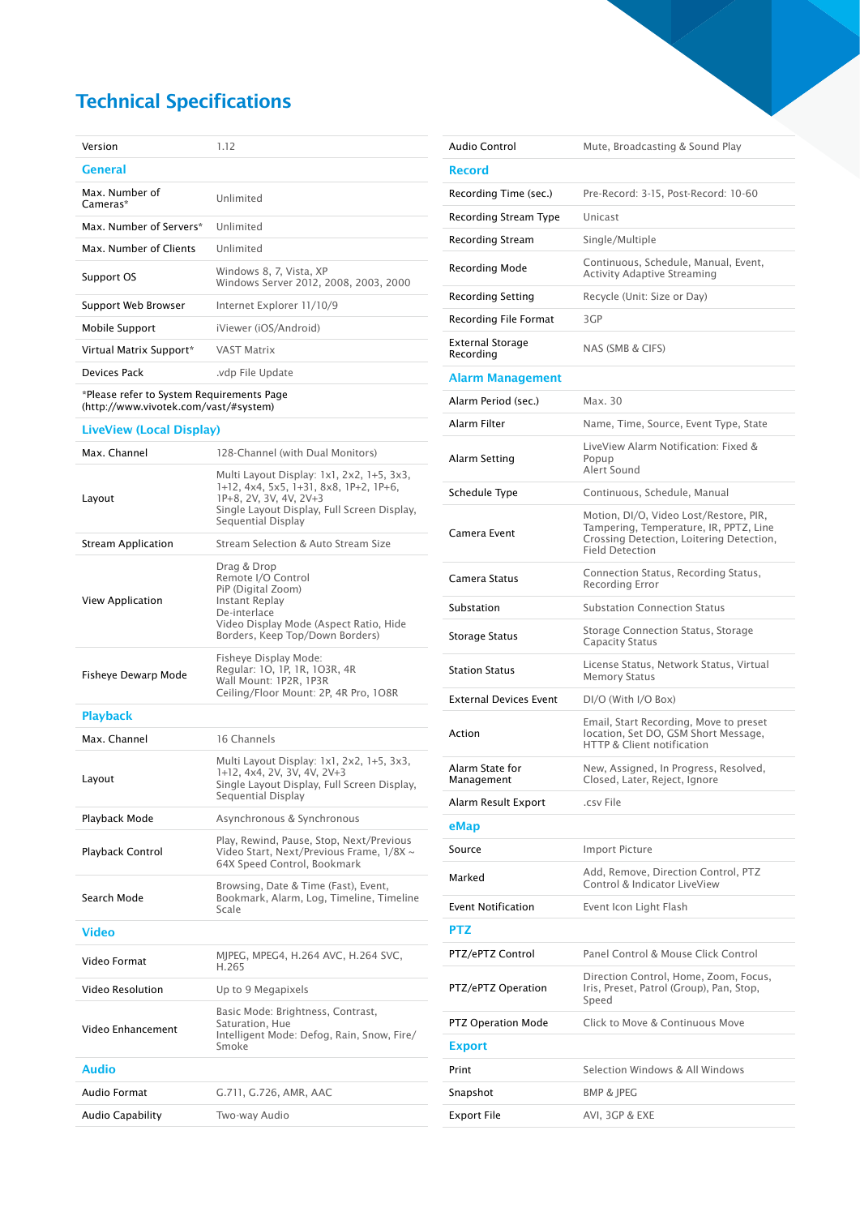# Technical Specifications

| | |
|---|---|
| Version | 1.12 |

## General

| | |
|---|---|
| Max. Number of Cameras* | Unlimited |
| Max. Number of Servers* | Unlimited |
| Max. Number of Clients | Unlimited |
| Support OS | Windows 8, 7, Vista, XP<br>Windows Server 2012, 2008, 2003, 2000 |
| Support Web Browser | Internet Explorer 11/10/9 |
| Mobile Support | iViewer (iOS/Android) |
| Virtual Matrix Support* | VAST Matrix |
| Devices Pack | .vdp File Update |

*Please refer to System Requirements Page (http://www.vivotek.com/vast/#system)

## LiveView (Local Display)

| | |
|---|---|
| Max. Channel | 128-Channel (with Dual Monitors) |
| Layout | Multi Layout Display: 1x1, 2x2, 1+5, 3x3, 1+12, 4x4, 5x5, 1+31, 8x8, 1P+2, 1P+6, 1P+8, 2V, 3V, 4V, 2V+3<br>Single Layout Display, Full Screen Display, Sequential Display |
| Stream Application | Stream Selection & Auto Stream Size |
| View Application | Drag & Drop<br>Remote I/O Control<br>PiP (Digital Zoom)<br>Instant Replay<br>De-interlace<br>Video Display Mode (Aspect Ratio, Hide Borders, Keep Top/Down Borders) |
| Fisheye Dewarp Mode | Fisheye Display Mode:<br>Regular: 1O, 1P, 1R, 1O3R, 4R<br>Wall Mount: 1P2R, 1P3R<br>Ceiling/Floor Mount: 2P, 4R Pro, 1O8R |

## Playback

| | |
|---|---|
| Max. Channel | 16 Channels |
| Layout | Multi Layout Display: 1x1, 2x2, 1+5, 3x3, 1+12, 4x4, 2V, 3V, 4V, 2V+3<br>Single Layout Display, Full Screen Display, Sequential Display |
| Playback Mode | Asynchronous & Synchronous |
| Playback Control | Play, Rewind, Pause, Stop, Next/Previous Video Start, Next/Previous Frame, 1/8X ~ 64X Speed Control, Bookmark |
| Search Mode | Browsing, Date & Time (Fast), Event, Bookmark, Alarm, Log, Timeline, Timeline Scale |

## Video

| | |
|---|---|
| Video Format | MJPEG, MPEG4, H.264 AVC, H.264 SVC, H.265 |
| Video Resolution | Up to 9 Megapixels |
| Video Enhancement | Basic Mode: Brightness, Contrast, Saturation, Hue<br>Intelligent Mode: Defog, Rain, Snow, Fire/Smoke |

## Audio

| | |
|---|---|
| Audio Format | G.711, G.726, AMR, AAC |
| Audio Capability | Two-way Audio |
| Audio Control | Mute, Broadcasting & Sound Play |

## Record

| | |
|---|---|
| Recording Time (sec.) | Pre-Record: 3-15, Post-Record: 10-60 |
| Recording Stream Type | Unicast |
| Recording Stream | Single/Multiple |
| Recording Mode | Continuous, Schedule, Manual, Event, Activity Adaptive Streaming |
| Recording Setting | Recycle (Unit: Size or Day) |
| Recording File Format | 3GP |
| External Storage Recording | NAS (SMB & CIFS) |

## Alarm Management

| | |
|---|---|
| Alarm Period (sec.) | Max. 30 |
| Alarm Filter | Name, Time, Source, Event Type, State |
| Alarm Setting | LiveView Alarm Notification: Fixed & Popup<br>Alert Sound |
| Schedule Type | Continuous, Schedule, Manual |
| Camera Event | Motion, DI/O, Video Lost/Restore, PIR, Tampering, Temperature, IR, PPTZ, Line Crossing Detection, Loitering Detection, Field Detection |
| Camera Status | Connection Status, Recording Status, Recording Error |
| Substation | Substation Connection Status |
| Storage Status | Storage Connection Status, Storage Capacity Status |
| Station Status | License Status, Network Status, Virtual Memory Status |
| External Devices Event | DI/O (With I/O Box) |
| Action | Email, Start Recording, Move to preset location, Set DO, GSM Short Message, HTTP & Client notification |
| Alarm State for Management | New, Assigned, In Progress, Resolved, Closed, Later, Reject, Ignore |
| Alarm Result Export | .csv File |

## eMap

| | |
|---|---|
| Source | Import Picture |
| Marked | Add, Remove, Direction Control, PTZ Control & Indicator LiveView |
| Event Notification | Event Icon Light Flash |

## PTZ

| | |
|---|---|
| PTZ/ePTZ Control | Panel Control & Mouse Click Control |
| PTZ/ePTZ Operation | Direction Control, Home, Zoom, Focus, Iris, Preset, Patrol (Group), Pan, Stop, Speed |
| PTZ Operation Mode | Click to Move & Continuous Move |

## Export

| | |
|---|---|
| Print | Selection Windows & All Windows |
| Snapshot | BMP & JPEG |
| Export File | AVI, 3GP & EXE |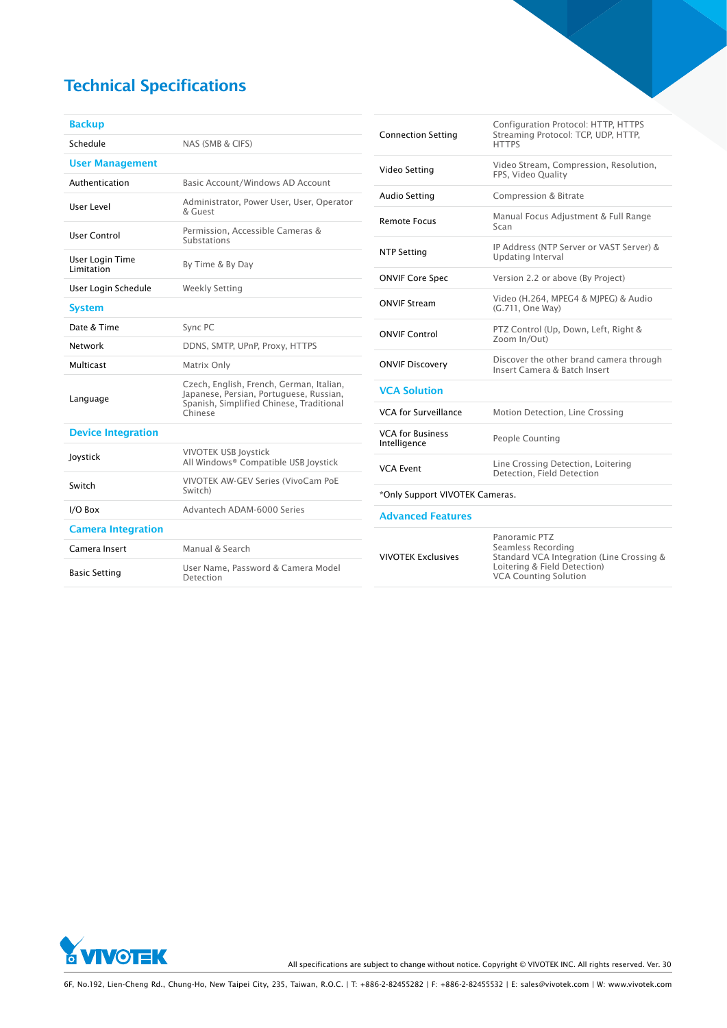# Technical Specifications

| | |
|---|---|
| **Backup** | |
| Schedule | NAS (SMB & CIFS) |
| **User Management** | |
| Authentication | Basic Account/Windows AD Account |
| User Level | Administrator, Power User, User, Operator & Guest |
| User Control | Permission, Accessible Cameras & Substations |
| User Login Time Limitation | By Time & By Day |
| User Login Schedule | Weekly Setting |
| **System** | |
| Date & Time | Sync PC |
| Network | DDNS, SMTP, UPnP, Proxy, HTTPS |
| Multicast | Matrix Only |
| Language | Czech, English, French, German, Italian, Japanese, Persian, Portuguese, Russian, Spanish, Simplified Chinese, Traditional Chinese |
| **Device Integration** | |
| Joystick | VIVOTEK USB Joystick<br>All Windows® Compatible USB Joystick |
| Switch | VIVOTEK AW-GEV Series (VivoCam PoE Switch) |
| I/O Box | Advantech ADAM-6000 Series |
| **Camera Integration** | |
| Camera Insert | Manual & Search |
| Basic Setting | User Name, Password & Camera Model Detection |
| Connection Setting | Configuration Protocol: HTTP, HTTPS<br>Streaming Protocol: TCP, UDP, HTTP, HTTPS |
| Video Setting | Video Stream, Compression, Resolution, FPS, Video Quality |
| Audio Setting | Compression & Bitrate |
| Remote Focus | Manual Focus Adjustment & Full Range Scan |
| NTP Setting | IP Address (NTP Server or VAST Server) & Updating Interval |
| ONVIF Core Spec | Version 2.2 or above (By Project) |
| ONVIF Stream | Video (H.264, MPEG4 & MJPEG) & Audio (G.711, One Way) |
| ONVIF Control | PTZ Control (Up, Down, Left, Right & Zoom In/Out) |
| ONVIF Discovery | Discover the other brand camera through Insert Camera & Batch Insert |
| **VCA Solution** | |
| VCA for Surveillance | Motion Detection, Line Crossing |
| VCA for Business Intelligence | People Counting |
| VCA Event | Line Crossing Detection, Loitering Detection, Field Detection |
| *Only Support VIVOTEK Cameras. | |
| **Advanced Features** | |
| VIVOTEK Exclusives | Panoramic PTZ<br>Seamless Recording<br>Standard VCA Integration (Line Crossing & Loitering & Field Detection)<br>VCA Counting Solution |

All specifications are subject to change without notice. Copyright © VIVOTEK INC. All rights reserved. Ver. 30

6F, No.192, Lien-Cheng Rd., Chung-Ho, New Taipei City, 235, Taiwan, R.O.C. | T: +886-2-82455282 | F: +886-2-82455532 | E: sales@vivotek.com | W: www.vivotek.com